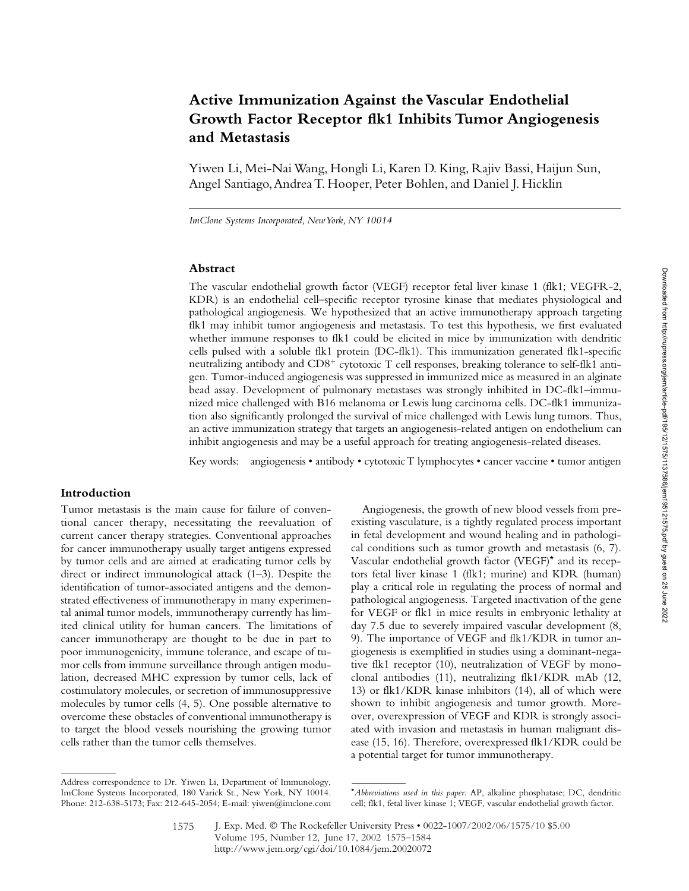# Active Immunization Against the Vascular Endothelial Growth Factor Receptor flk1 Inhibits Tumor Angiogenesis and Metastasis

Yiwen Li, Mei-Nai Wang, Hongli Li, Karen D. King, Rajiv Bassi, Haijun Sun, Angel Santiago, Andrea T. Hooper, Peter Bohlen, and Daniel J. Hicklin

*ImClone Systems Incorporated, New York, NY 10014*

## Abstract

The vascular endothelial growth factor (VEGF) receptor fetal liver kinase 1 (flk1; VEGFR-2, KDR) is an endothelial cell–specific receptor tyrosine kinase that mediates physiological and pathological angiogenesis. We hypothesized that an active immunotherapy approach targeting flk1 may inhibit tumor angiogenesis and metastasis. To test this hypothesis, we first evaluated whether immune responses to flk1 could be elicited in mice by immunization with dendritic cells pulsed with a soluble flk1 protein (DC-flk1). This immunization generated flk1-specific neutralizing antibody and CD8+ cytotoxic T cell responses, breaking tolerance to self-flk1 antigen. Tumor-induced angiogenesis was suppressed in immunized mice as measured in an alginate bead assay. Development of pulmonary metastases was strongly inhibited in DC-flk1–immunized mice challenged with B16 melanoma or Lewis lung carcinoma cells. DC-flk1 immunization also significantly prolonged the survival of mice challenged with Lewis lung tumors. Thus, an active immunization strategy that targets an angiogenesis-related antigen on endothelium can inhibit angiogenesis and may be a useful approach for treating angiogenesis-related diseases.

Key words: angiogenesis • antibody • cytotoxic T lymphocytes • cancer vaccine • tumor antigen

## Introduction

Tumor metastasis is the main cause for failure of conventional cancer therapy, necessitating the reevaluation of current cancer therapy strategies. Conventional approaches for cancer immunotherapy usually target antigens expressed by tumor cells and are aimed at eradicating tumor cells by direct or indirect immunological attack (1–3). Despite the identification of tumor-associated antigens and the demonstrated effectiveness of immunotherapy in many experimental animal tumor models, immunotherapy currently has limited clinical utility for human cancers. The limitations of cancer immunotherapy are thought to be due in part to poor immunogenicity, immune tolerance, and escape of tumor cells from immune surveillance through antigen modulation, decreased MHC expression by tumor cells, lack of costimulatory molecules, or secretion of immunosuppressive molecules by tumor cells (4, 5). One possible alternative to overcome these obstacles of conventional immunotherapy is to target the blood vessels nourishing the growing tumor cells rather than the tumor cells themselves.

Angiogenesis, the growth of new blood vessels from preexisting vasculature, is a tightly regulated process important in fetal development and wound healing and in pathological conditions such as tumor growth and metastasis (6, 7). Vascular endothelial growth factor (VEGF)* and its receptors fetal liver kinase 1 (flk1; murine) and KDR (human) play a critical role in regulating the process of normal and pathological angiogenesis. Targeted inactivation of the gene for VEGF or flk1 in mice results in embryonic lethality at day 7.5 due to severely impaired vascular development (8, 9). The importance of VEGF and flk1/KDR in tumor angiogenesis is exemplified in studies using a dominant-negative flk1 receptor (10), neutralization of VEGF by monoclonal antibodies (11), neutralizing flk1/KDR mAb (12, 13) or flk1/KDR kinase inhibitors (14), all of which were shown to inhibit angiogenesis and tumor growth. Moreover, overexpression of VEGF and KDR is strongly associated with invasion and metastasis in human malignant disease (15, 16). Therefore, overexpressed flk1/KDR could be a potential target for tumor immunotherapy.

Address correspondence to Dr. Yiwen Li, Department of Immunology, ImClone Systems Incorporated, 180 Varick St., New York, NY 10014. Phone: 212-638-5173; Fax: 212-645-2054; E-mail: yiwen@imclone.com

*Abbreviations used in this paper:* AP, alkaline phosphatase; DC, dendritic cell; flk1, fetal liver kinase 1; VEGF, vascular endothelial growth factor.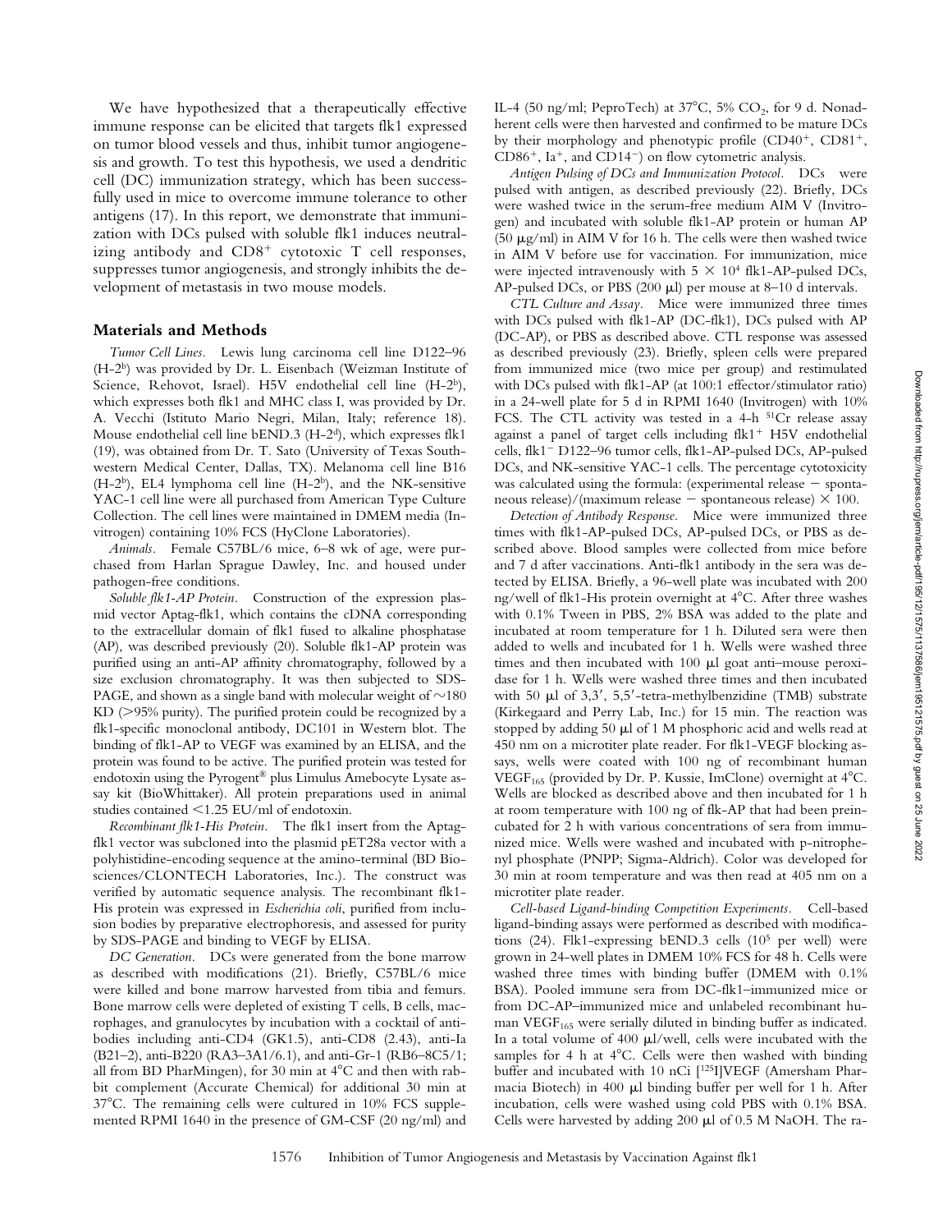We have hypothesized that a therapeutically effective immune response can be elicited that targets flk1 expressed on tumor blood vessels and thus, inhibit tumor angiogenesis and growth. To test this hypothesis, we used a dendritic cell (DC) immunization strategy, which has been successfully used in mice to overcome immune tolerance to other antigens (17). In this report, we demonstrate that immunization with DCs pulsed with soluble flk1 induces neutralizing antibody and $CD8^+$ cytotoxic T cell responses, suppresses tumor angiogenesis, and strongly inhibits the development of metastasis in two mouse models.

## Materials and Methods

*Tumor Cell Lines.* Lewis lung carcinoma cell line D122–96 (H-2[b]) was provided by Dr. L. Eisenbach (Weizman Institute of Science, Rehovot, Israel). H5V endothelial cell line (H-2[b]), which expresses both flk1 and MHC class I, was provided by Dr. A. Vecchi (Istituto Mario Negri, Milan, Italy; reference 18). Mouse endothelial cell line bEND.3 (H-2[d]), which expresses flk1 (19), was obtained from Dr. T. Sato (University of Texas Southwestern Medical Center, Dallas, TX). Melanoma cell line B16 (H-2[b]), EL4 lymphoma cell line (H-2[b]), and the NK-sensitive YAC-1 cell line were all purchased from American Type Culture Collection. The cell lines were maintained in DMEM media (Invitrogen) containing 10% FCS (HyClone Laboratories).

*Animals.* Female C57BL/6 mice, 6–8 wk of age, were purchased from Harlan Sprague Dawley, Inc. and housed under pathogen-free conditions.

*Soluble flk1-AP Protein.* Construction of the expression plasmid vector Aptag-flk1, which contains the cDNA corresponding to the extracellular domain of flk1 fused to alkaline phosphatase (AP), was described previously (20). Soluble flk1-AP protein was purified using an anti-AP affinity chromatography, followed by a size exclusion chromatography. It was then subjected to SDS-PAGE, and shown as a single band with molecular weight of ~180 KD (>95% purity). The purified protein could be recognized by a flk1-specific monoclonal antibody, DC101 in Western blot. The binding of flk1-AP to VEGF was examined by an ELISA, and the protein was found to be active. The purified protein was tested for endotoxin using the Pyrogent® plus Limulus Amebocyte Lysate assay kit (BioWhittaker). All protein preparations used in animal studies contained <1.25 EU/ml of endotoxin.

*Recombinant flk1-His Protein.* The flk1 insert from the Aptag-flk1 vector was subcloned into the plasmid pET28a vector with a polyhistidine-encoding sequence at the amino-terminal (BD Biosciences/CLONTECH Laboratories, Inc.). The construct was verified by automatic sequence analysis. The recombinant flk1-His protein was expressed in *Escherichia coli*, purified from inclusion bodies by preparative electrophoresis, and assessed for purity by SDS-PAGE and binding to VEGF by ELISA.

*DC Generation.* DCs were generated from the bone marrow as described with modifications (21). Briefly, C57BL/6 mice were killed and bone marrow harvested from tibia and femurs. Bone marrow cells were depleted of existing T cells, B cells, macrophages, and granulocytes by incubation with a cocktail of antibodies including anti-CD4 (GK1.5), anti-CD8 (2.43), anti-Ia (B21–2), anti-B220 (RA3–3A1/6.1), and anti-Gr-1 (RB6–8C5/1; all from BD PharMingen), for 30 min at 4°C and then with rabbit complement (Accurate Chemical) for additional 30 min at 37°C. The remaining cells were cultured in 10% FCS supplemented RPMI 1640 in the presence of GM-CSF (20 ng/ml) and IL-4 (50 ng/ml; PeproTech) at 37°C, 5% $CO_2$, for 9 d. Nonadherent cells were then harvested and confirmed to be mature DCs by their morphology and phenotypic profile ($CD40^+$, $CD81^+$, $CD86^+$, $Ia^+$, and $CD14^-$) on flow cytometric analysis.

*Antigen Pulsing of DCs and Immunization Protocol.* DCs were pulsed with antigen, as described previously (22). Briefly, DCs were washed twice in the serum-free medium AIM V (Invitrogen) and incubated with soluble flk1-AP protein or human AP (50 μg/ml) in AIM V for 16 h. The cells were then washed twice in AIM V before use for vaccination. For immunization, mice were injected intravenously with $5 \times 10^4$ flk1-AP-pulsed DCs, AP-pulsed DCs, or PBS (200 μl) per mouse at 8–10 d intervals.

*CTL Culture and Assay.* Mice were immunized three times with DCs pulsed with flk1-AP (DC-flk1), DCs pulsed with AP (DC-AP), or PBS as described above. CTL response was assessed as described previously (23). Briefly, spleen cells were prepared from immunized mice (two mice per group) and restimulated with DCs pulsed with flk1-AP (at 100:1 effector/stimulator ratio) in a 24-well plate for 5 d in RPMI 1640 (Invitrogen) with 10% FCS. The CTL activity was tested in a 4-h $^{51}Cr$ release assay against a panel of target cells including $flk1^+$ H5V endothelial cells, $flk1^-$ D122–96 tumor cells, flk1-AP-pulsed DCs, AP-pulsed DCs, and NK-sensitive YAC-1 cells. The percentage cytotoxicity was calculated using the formula: (experimental release − spontaneous release)/(maximum release − spontaneous release) × 100.

*Detection of Antibody Response.* Mice were immunized three times with flk1-AP-pulsed DCs, AP-pulsed DCs, or PBS as described above. Blood samples were collected from mice before and 7 d after vaccinations. Anti-flk1 antibody in the sera was detected by ELISA. Briefly, a 96-well plate was incubated with 200 ng/well of flk1-His protein overnight at 4°C. After three washes with 0.1% Tween in PBS, 2% BSA was added to the plate and incubated at room temperature for 1 h. Diluted sera were then added to wells and incubated for 1 h. Wells were washed three times and then incubated with 100 μl goat anti–mouse peroxidase for 1 h. Wells were washed three times and then incubated with 50 μl of 3,3′, 5,5′-tetra-methylbenzidine (TMB) substrate (Kirkegaard and Perry Lab, Inc.) for 15 min. The reaction was stopped by adding 50 μl of 1 M phosphoric acid and wells read at 450 nm on a microtiter plate reader. For flk1-VEGF blocking assays, wells were coated with 100 ng of recombinant human $VEGF_{165}$ (provided by Dr. P. Kussie, ImClone) overnight at 4°C. Wells are blocked as described above and then incubated for 1 h at room temperature with 100 ng of flk-AP that had been preincubated for 2 h with various concentrations of sera from immunized mice. Wells were washed and incubated with p-nitrophenyl phosphate (PNPP; Sigma-Aldrich). Color was developed for 30 min at room temperature and was then read at 405 nm on a microtiter plate reader.

*Cell-based Ligand-binding Competition Experiments.* Cell-based ligand-binding assays were performed as described with modifications (24). Flk1-expressing bEND.3 cells ($10^5$ per well) were grown in 24-well plates in DMEM 10% FCS for 48 h. Cells were washed three times with binding buffer (DMEM with 0.1% BSA). Pooled immune sera from DC-flk1–immunized mice or from DC-AP–immunized mice and unlabeled recombinant human $VEGF_{165}$ were serially diluted in binding buffer as indicated. In a total volume of 400 μl/well, cells were incubated with the samples for 4 h at 4°C. Cells were then washed with binding buffer and incubated with 10 nCi [$^{125}I$]VEGF (Amersham Pharmacia Biotech) in 400 μl binding buffer per well for 1 h. After incubation, cells were washed using cold PBS with 0.1% BSA. Cells were harvested by adding 200 μl of 0.5 M NaOH. The ra-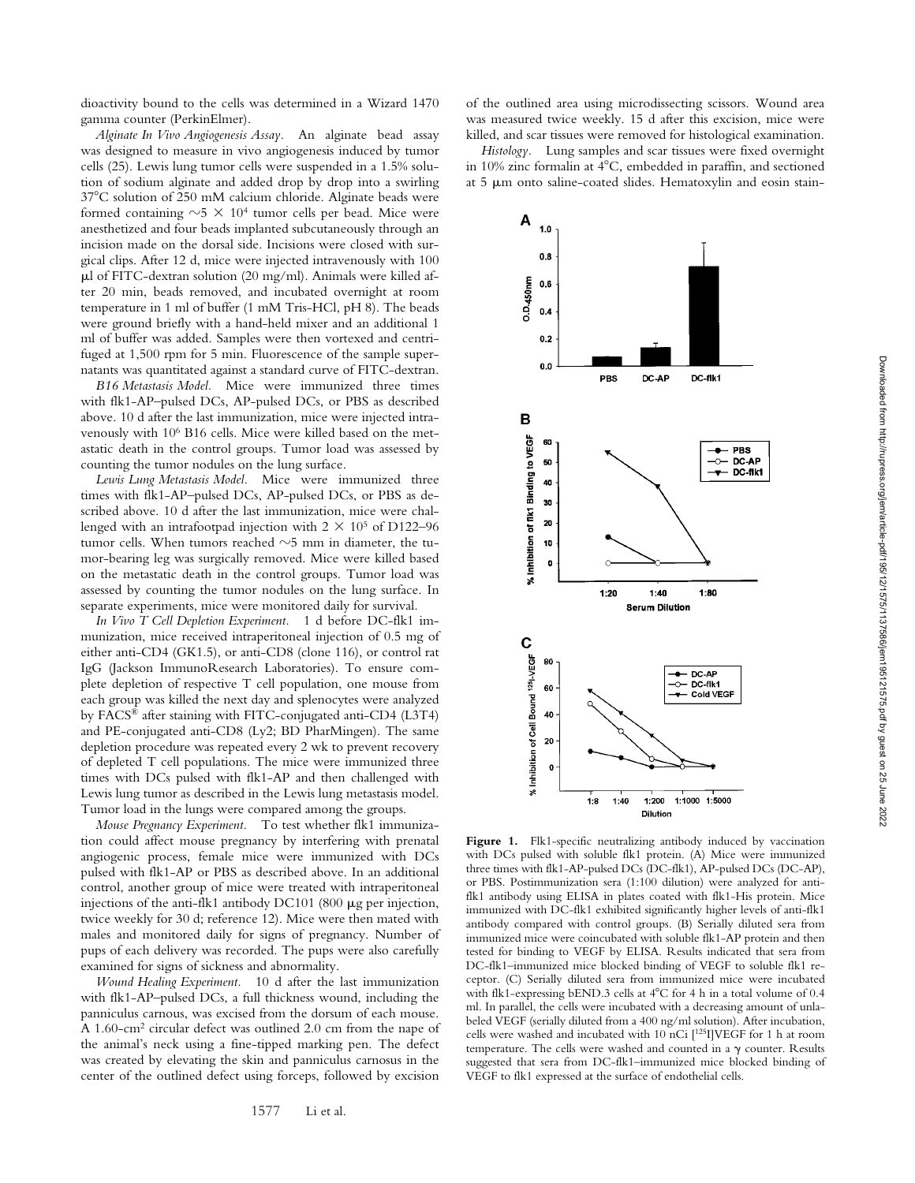dioactivity bound to the cells was determined in a Wizard 1470 gamma counter (PerkinElmer).

*Alginate In Vivo Angiogenesis Assay.* An alginate bead assay was designed to measure in vivo angiogenesis induced by tumor cells (25). Lewis lung tumor cells were suspended in a 1.5% solution of sodium alginate and added drop by drop into a swirling 37°C solution of 250 mM calcium chloride. Alginate beads were formed containing $\sim 5 \times 10^4$ tumor cells per bead. Mice were anesthetized and four beads implanted subcutaneously through an incision made on the dorsal side. Incisions were closed with surgical clips. After 12 d, mice were injected intravenously with 100 μl of FITC-dextran solution (20 mg/ml). Animals were killed after 20 min, beads removed, and incubated overnight at room temperature in 1 ml of buffer (1 mM Tris-HCl, pH 8). The beads were ground briefly with a hand-held mixer and an additional 1 ml of buffer was added. Samples were then vortexed and centrifuged at 1,500 rpm for 5 min. Fluorescence of the sample supernatants was quantitated against a standard curve of FITC-dextran.

*B16 Metastasis Model.* Mice were immunized three times with flk1-AP–pulsed DCs, AP-pulsed DCs, or PBS as described above. 10 d after the last immunization, mice were injected intravenously with $10^6$ B16 cells. Mice were killed based on the metastatic death in the control groups. Tumor load was assessed by counting the tumor nodules on the lung surface.

*Lewis Lung Metastasis Model.* Mice were immunized three times with flk1-AP–pulsed DCs, AP-pulsed DCs, or PBS as described above. 10 d after the last immunization, mice were challenged with an intrafootpad injection with $2 \times 10^5$ of D122–96 tumor cells. When tumors reached ~5 mm in diameter, the tumor-bearing leg was surgically removed. Mice were killed based on the metastatic death in the control groups. Tumor load was assessed by counting the tumor nodules on the lung surface. In separate experiments, mice were monitored daily for survival.

*In Vivo T Cell Depletion Experiment.* 1 d before DC-flk1 immunization, mice received intraperitoneal injection of 0.5 mg of either anti-CD4 (GK1.5), or anti-CD8 (clone 116), or control rat IgG (Jackson ImmunoResearch Laboratories). To ensure complete depletion of respective T cell population, one mouse from each group was killed the next day and splenocytes were analyzed by FACS® after staining with FITC-conjugated anti-CD4 (L3T4) and PE-conjugated anti-CD8 (Ly2; BD PharMingen). The same depletion procedure was repeated every 2 wk to prevent recovery of depleted T cell populations. The mice were immunized three times with DCs pulsed with flk1-AP and then challenged with Lewis lung tumor as described in the Lewis lung metastasis model. Tumor load in the lungs were compared among the groups.

*Mouse Pregnancy Experiment.* To test whether flk1 immunization could affect mouse pregnancy by interfering with prenatal angiogenic process, female mice were immunized with DCs pulsed with flk1-AP or PBS as described above. In an additional control, another group of mice were treated with intraperitoneal injections of the anti-flk1 antibody DC101 (800 μg per injection, twice weekly for 30 d; reference 12). Mice were then mated with males and monitored daily for signs of pregnancy. Number of pups of each delivery was recorded. The pups were also carefully examined for signs of sickness and abnormality.

*Wound Healing Experiment.* 10 d after the last immunization with flk1-AP–pulsed DCs, a full thickness wound, including the panniculus carnous, was excised from the dorsum of each mouse. A 1.60-$cm^2$ circular defect was outlined 2.0 cm from the nape of the animal's neck using a fine-tipped marking pen. The defect was created by elevating the skin and panniculus carnosus in the center of the outlined defect using forceps, followed by excision of the outlined area using microdissecting scissors. Wound area was measured twice weekly. 15 d after this excision, mice were killed, and scar tissues were removed for histological examination.

*Histology.* Lung samples and scar tissues were fixed overnight in 10% zinc formalin at 4°C, embedded in paraffin, and sectioned at 5 μm onto saline-coated slides. Hematoxylin and eosin stain-

**Figure 1.** Flk1-specific neutralizing antibody induced by vaccination with DCs pulsed with soluble flk1 protein. (A) Mice were immunized three times with flk1-AP-pulsed DCs (DC-flk1), AP-pulsed DCs (DC-AP), or PBS. Postimmunization sera (1:100 dilution) were analyzed for anti-flk1 antibody using ELISA in plates coated with flk1-His protein. Mice immunized with DC-flk1 exhibited significantly higher levels of anti-flk1 antibody compared with control groups. (B) Serially diluted sera from immunized mice were coincubated with soluble flk1-AP protein and then tested for binding to VEGF by ELISA. Results indicated that sera from DC-flk1–immunized mice blocked binding of VEGF to soluble flk1 receptor. (C) Serially diluted sera from immunized mice were incubated with flk1-expressing bEND.3 cells at 4°C for 4 h in a total volume of 0.4 ml. In parallel, the cells were incubated with a decreasing amount of unlabeled VEGF (serially diluted from a 400 ng/ml solution). After incubation, cells were washed and incubated with 10 nCi [$^{125}$I]VEGF for 1 h at room temperature. The cells were washed and counted in a γ counter. Results suggested that sera from DC-flk1–immunized mice blocked binding of VEGF to flk1 expressed at the surface of endothelial cells.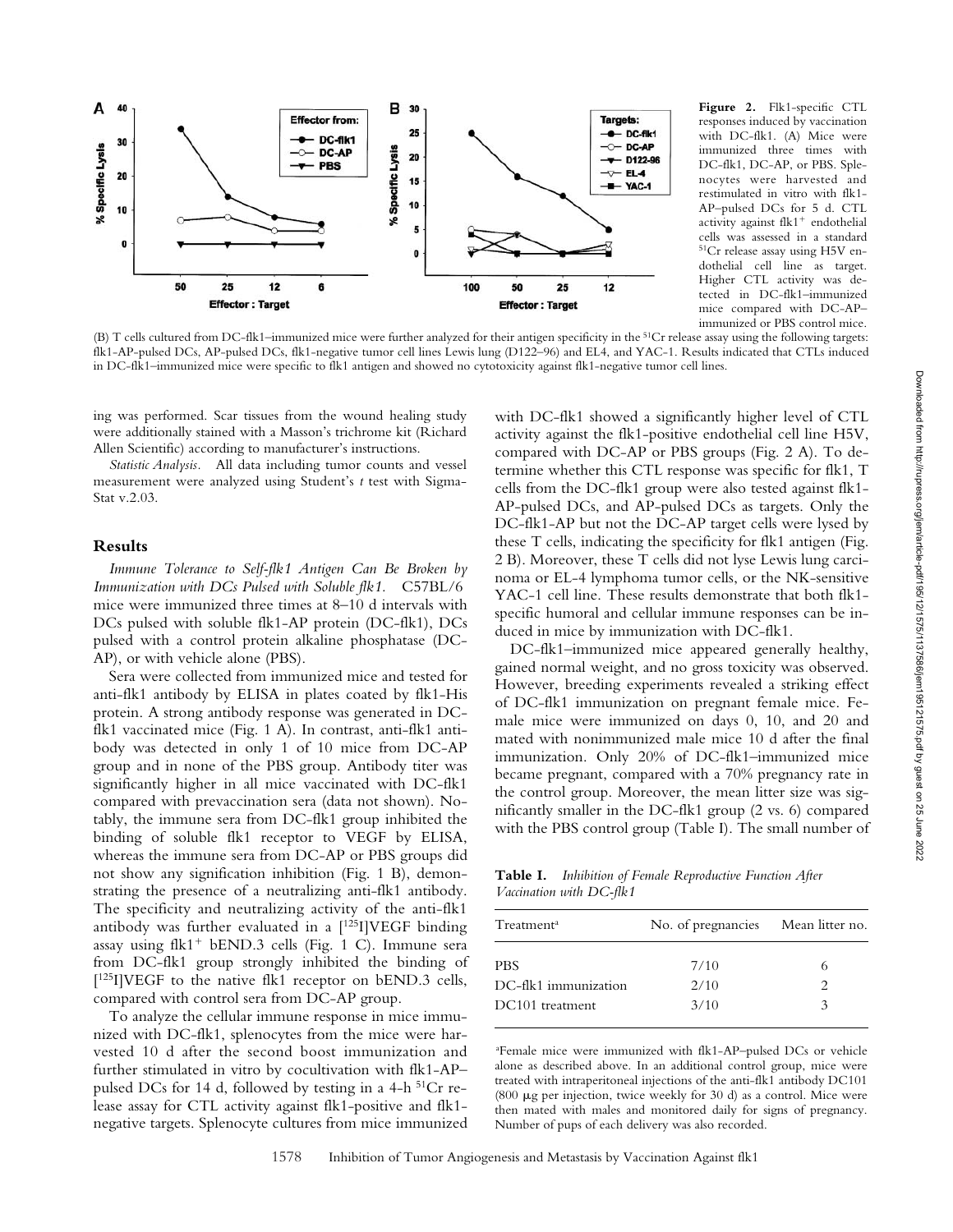**Figure 2.** Flk1-specific CTL responses induced by vaccination with DC-flk1. (A) Mice were immunized three times with DC-flk1, DC-AP, or PBS. Splenocytes were harvested and restimulated in vitro with flk1-AP–pulsed DCs for 5 d. CTL activity against flk1$^{+}$ endothelial cells was assessed in a standard $^{51}$Cr release assay using H5V endothelial cell line as target. Higher CTL activity was detected in DC-flk1–immunized mice compared with DC-AP–immunized or PBS control mice. (B) T cells cultured from DC-flk1–immunized mice were further analyzed for their antigen specificity in the $^{51}$Cr release assay using the following targets: flk1-AP-pulsed DCs, AP-pulsed DCs, flk1-negative tumor cell lines Lewis lung (D122–96) and EL4, and YAC-1. Results indicated that CTLs induced in DC-flk1–immunized mice were specific to flk1 antigen and showed no cytotoxicity against flk1-negative tumor cell lines.

ing was performed. Scar tissues from the wound healing study were additionally stained with a Masson's trichrome kit (Richard Allen Scientific) according to manufacturer's instructions.

*Statistic Analysis.* All data including tumor counts and vessel measurement were analyzed using Student's *t* test with Sigma-Stat v.2.03.

## Results

*Immune Tolerance to Self-flk1 Antigen Can Be Broken by Immunization with DCs Pulsed with Soluble flk1.* C57BL/6 mice were immunized three times at 8–10 d intervals with DCs pulsed with soluble flk1-AP protein (DC-flk1), DCs pulsed with a control protein alkaline phosphatase (DC-AP), or with vehicle alone (PBS).

Sera were collected from immunized mice and tested for anti-flk1 antibody by ELISA in plates coated by flk1-His protein. A strong antibody response was generated in DC-flk1 vaccinated mice (Fig. 1 A). In contrast, anti-flk1 antibody was detected in only 1 of 10 mice from DC-AP group and in none of the PBS group. Antibody titer was significantly higher in all mice vaccinated with DC-flk1 compared with prevaccination sera (data not shown). Notably, the immune sera from DC-flk1 group inhibited the binding of soluble flk1 receptor to VEGF by ELISA, whereas the immune sera from DC-AP or PBS groups did not show any signification inhibition (Fig. 1 B), demonstrating the presence of a neutralizing anti-flk1 antibody. The specificity and neutralizing activity of the anti-flk1 antibody was further evaluated in a [$^{125}$I]VEGF binding assay using flk1$^{+}$ bEND.3 cells (Fig. 1 C). Immune sera from DC-flk1 group strongly inhibited the binding of [$^{125}$I]VEGF to the native flk1 receptor on bEND.3 cells, compared with control sera from DC-AP group.

To analyze the cellular immune response in mice immunized with DC-flk1, splenocytes from the mice were harvested 10 d after the second boost immunization and further stimulated in vitro by cocultivation with flk1-AP–pulsed DCs for 14 d, followed by testing in a 4-h $^{51}$Cr release assay for CTL activity against flk1-positive and flk1-negative targets. Splenocyte cultures from mice immunized with DC-flk1 showed a significantly higher level of CTL activity against the flk1-positive endothelial cell line H5V, compared with DC-AP or PBS groups (Fig. 2 A). To determine whether this CTL response was specific for flk1, T cells from the DC-flk1 group were also tested against flk1-AP-pulsed DCs, and AP-pulsed DCs as targets. Only the DC-flk1-AP but not the DC-AP target cells were lysed by these T cells, indicating the specificity for flk1 antigen (Fig. 2 B). Moreover, these T cells did not lyse Lewis lung carcinoma or EL-4 lymphoma tumor cells, or the NK-sensitive YAC-1 cell line. These results demonstrate that both flk1-specific humoral and cellular immune responses can be induced in mice by immunization with DC-flk1.

DC-flk1–immunized mice appeared generally healthy, gained normal weight, and no gross toxicity was observed. However, breeding experiments revealed a striking effect of DC-flk1 immunization on pregnant female mice. Female mice were immunized on days 0, 10, and 20 and mated with nonimmunized male mice 10 d after the final immunization. Only 20% of DC-flk1–immunized mice became pregnant, compared with a 70% pregnancy rate in the control group. Moreover, the mean litter size was significantly smaller in the DC-flk1 group (2 vs. 6) compared with the PBS control group (Table I). The small number of

**Table I.** *Inhibition of Female Reproductive Function After Vaccination with DC-flk1*

| Treatment[a] | No. of pregnancies | Mean litter no. |
|---|---|---|
| PBS | 7/10 | 6 |
| DC-flk1 immunization | 2/10 | 2 |
| DC101 treatment | 3/10 | 3 |

[a]Female mice were immunized with flk1-AP–pulsed DCs or vehicle alone as described above. In an additional control group, mice were treated with intraperitoneal injections of the anti-flk1 antibody DC101 (800 μg per injection, twice weekly for 30 d) as a control. Mice were then mated with males and monitored daily for signs of pregnancy. Number of pups of each delivery was also recorded.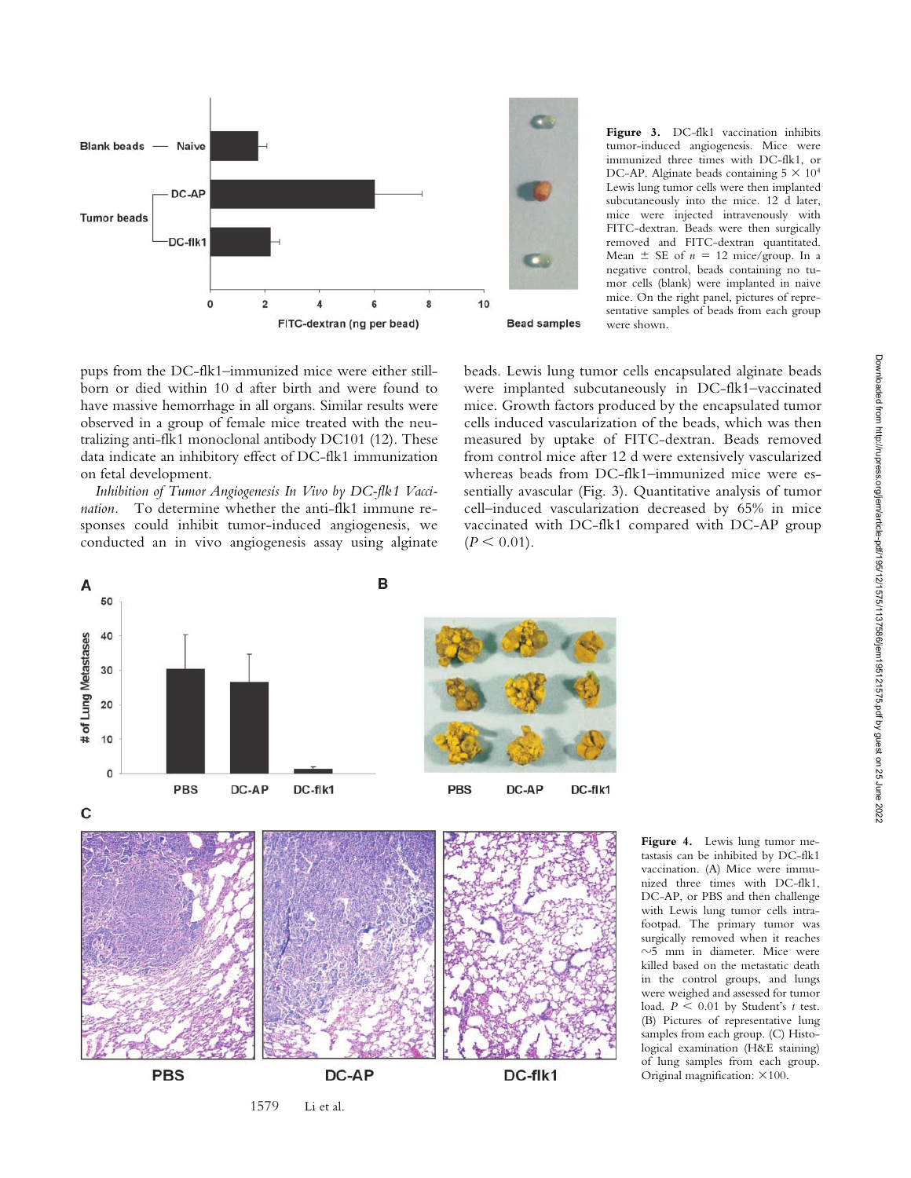Figure 3. DC-flk1 vaccination inhibits tumor-induced angiogenesis. Mice were immunized three times with DC-flk1, or DC-AP. Alginate beads containing $5 \times 10^4$ Lewis lung tumor cells were then implanted subcutaneously into the mice. 12 d later, mice were injected intravenously with FITC-dextran. Beads were then surgically removed and FITC-dextran quantitated. Mean ± SE of $n = 12$ mice/group. In a negative control, beads containing no tumor cells (blank) were implanted in naive mice. On the right panel, pictures of representative samples of beads from each group were shown.

pups from the DC-flk1–immunized mice were either stillborn or died within 10 d after birth and were found to have massive hemorrhage in all organs. Similar results were observed in a group of female mice treated with the neutralizing anti-flk1 monoclonal antibody DC101 (12). These data indicate an inhibitory effect of DC-flk1 immunization on fetal development.

*Inhibition of Tumor Angiogenesis In Vivo by DC-flk1 Vaccination.* To determine whether the anti-flk1 immune responses could inhibit tumor-induced angiogenesis, we conducted an in vivo angiogenesis assay using alginate beads. Lewis lung tumor cells encapsulated alginate beads were implanted subcutaneously in DC-flk1–vaccinated mice. Growth factors produced by the encapsulated tumor cells induced vascularization of the beads, which was then measured by uptake of FITC-dextran. Beads removed from control mice after 12 d were extensively vascularized whereas beads from DC-flk1–immunized mice were essentially avascular (Fig. 3). Quantitative analysis of tumor cell–induced vascularization decreased by 65% in mice vaccinated with DC-flk1 compared with DC-AP group ($P < 0.01$).

Figure 4. Lewis lung tumor metastasis can be inhibited by DC-flk1 vaccination. (A) Mice were immunized three times with DC-flk1, DC-AP, or PBS and then challenge with Lewis lung tumor cells intrafootpad. The primary tumor was surgically removed when it reaches ~5 mm in diameter. Mice were killed based on the metastatic death in the control groups, and lungs were weighed and assessed for tumor load. $P < 0.01$ by Student's $t$ test. (B) Pictures of representative lung samples from each group. (C) Histological examination (H&E staining) of lung samples from each group. Original magnification: ×100.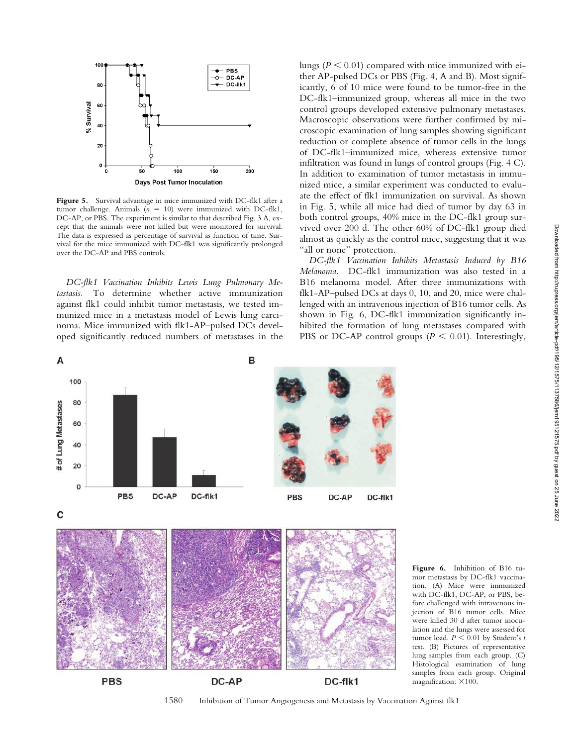Figure 5. Survival advantage in mice immunized with DC-flk1 after a tumor challenge. Animals ($n = 10$) were immunized with DC-flk1, DC-AP, or PBS. The experiment is similar to that described Fig. 3 A, except that the animals were not killed but were monitored for survival. The data is expressed as percentage of survival as function of time. Survival for the mice immunized with DC-flk1 was significantly prolonged over the DC-AP and PBS controls.

*DC-flk1 Vaccination Inhibits Lewis Lung Pulmonary Metastasis.* To determine whether active immunization against flk1 could inhibit tumor metastasis, we tested immunized mice in a metastasis model of Lewis lung carcinoma. Mice immunized with flk1-AP–pulsed DCs developed significantly reduced numbers of metastases in the lungs ($P < 0.01$) compared with mice immunized with either AP-pulsed DCs or PBS (Fig. 4, A and B). Most significantly, 6 of 10 mice were found to be tumor-free in the DC-flk1–immunized group, whereas all mice in the two control groups developed extensive pulmonary metastases. Macroscopic observations were further confirmed by microscopic examination of lung samples showing significant reduction or complete absence of tumor cells in the lungs of DC-flk1–immunized mice, whereas extensive tumor infiltration was found in lungs of control groups (Fig. 4 C). In addition to examination of tumor metastasis in immunized mice, a similar experiment was conducted to evaluate the effect of flk1 immunization on survival. As shown in Fig. 5, while all mice had died of tumor by day 63 in both control groups, 40% mice in the DC-flk1 group survived over 200 d. The other 60% of DC-flk1 group died almost as quickly as the control mice, suggesting that it was "all or none" protection.

*DC-flk1 Vaccination Inhibits Metastasis Induced by B16 Melanoma.* DC-flk1 immunization was also tested in a B16 melanoma model. After three immunizations with flk1-AP–pulsed DCs at days 0, 10, and 20, mice were challenged with an intravenous injection of B16 tumor cells. As shown in Fig. 6, DC-flk1 immunization significantly inhibited the formation of lung metastases compared with PBS or DC-AP control groups ($P < 0.01$). Interestingly,

Figure 6. Inhibition of B16 tumor metastasis by DC-flk1 vaccination. (A) Mice were immunized with DC-flk1, DC-AP, or PBS, before challenged with intravenous injection of B16 tumor cells. Mice were killed 30 d after tumor inoculation and the lungs were assessed for tumor load. $P < 0.01$ by Student's $t$ test. (B) Pictures of representative lung samples from each group. (C) Histological examination of lung samples from each group. Original magnification: ×100.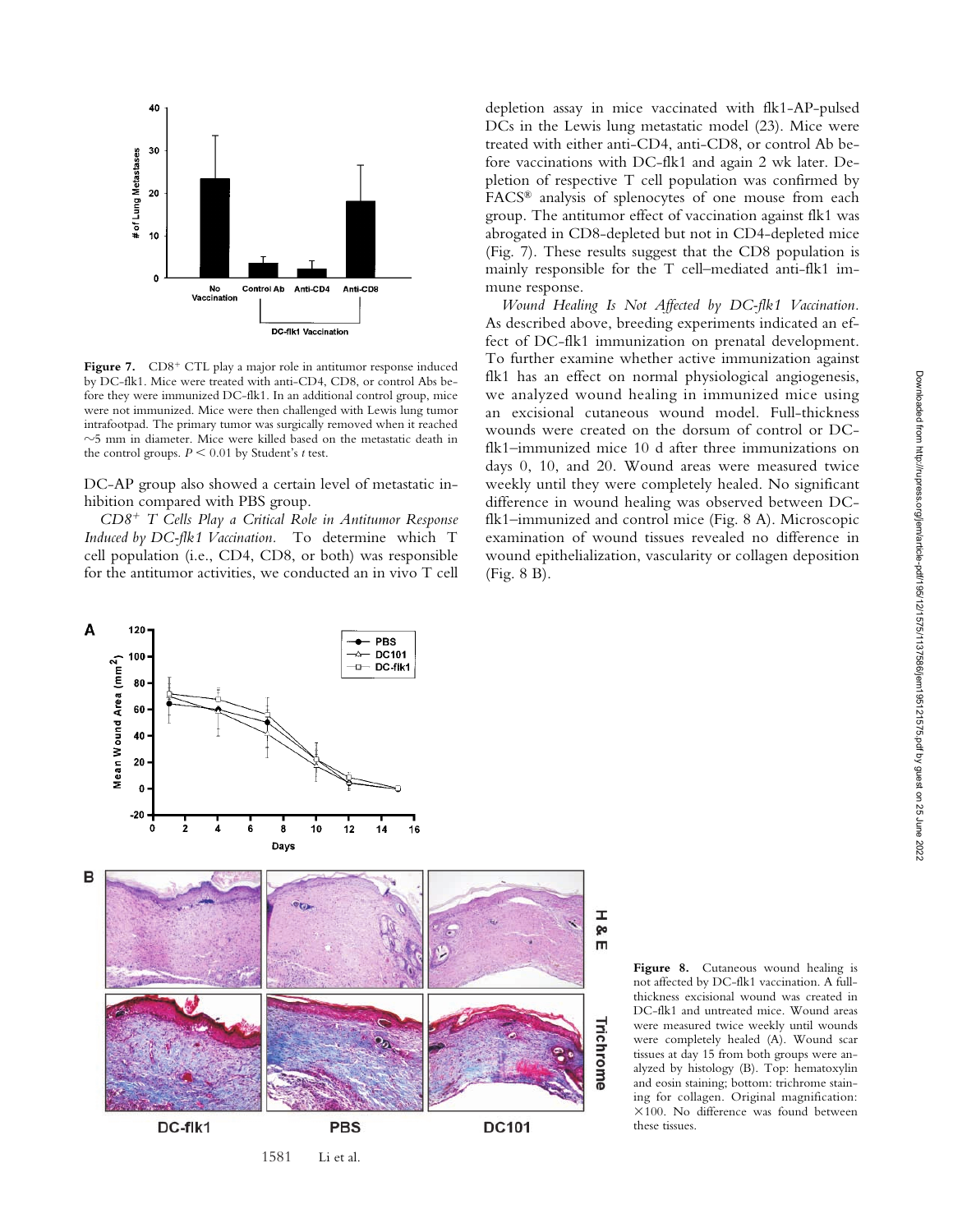Figure 7. $CD8^+$ CTL play a major role in antitumor response induced by DC-flk1. Mice were treated with anti-CD4, CD8, or control Abs before they were immunized DC-flk1. In an additional control group, mice were not immunized. Mice were then challenged with Lewis lung tumor intrafootpad. The primary tumor was surgically removed when it reached ~5 mm in diameter. Mice were killed based on the metastatic death in the control groups. $P < 0.01$ by Student's $t$ test.

DC-AP group also showed a certain level of metastatic inhibition compared with PBS group.

*$CD8^+$ T Cells Play a Critical Role in Antitumor Response Induced by DC-flk1 Vaccination.* To determine which T cell population (i.e., CD4, CD8, or both) was responsible for the antitumor activities, we conducted an in vivo T cell depletion assay in mice vaccinated with flk1-AP-pulsed DCs in the Lewis lung metastatic model (23). Mice were treated with either anti-CD4, anti-CD8, or control Ab before vaccinations with DC-flk1 and again 2 wk later. Depletion of respective T cell population was confirmed by FACS® analysis of splenocytes of one mouse from each group. The antitumor effect of vaccination against flk1 was abrogated in CD8-depleted but not in CD4-depleted mice (Fig. 7). These results suggest that the CD8 population is mainly responsible for the T cell–mediated anti-flk1 immune response.

*Wound Healing Is Not Affected by DC-flk1 Vaccination.* As described above, breeding experiments indicated an effect of DC-flk1 immunization on prenatal development. To further examine whether active immunization against flk1 has an effect on normal physiological angiogenesis, we analyzed wound healing in immunized mice using an excisional cutaneous wound model. Full-thickness wounds were created on the dorsum of control or DC-flk1–immunized mice 10 d after three immunizations on days 0, 10, and 20. Wound areas were measured twice weekly until they were completely healed. No significant difference in wound healing was observed between DC-flk1–immunized and control mice (Fig. 8 A). Microscopic examination of wound tissues revealed no difference in wound epithelialization, vascularity or collagen deposition (Fig. 8 B).

Figure 8. Cutaneous wound healing is not affected by DC-flk1 vaccination. A full-thickness excisional wound was created in DC-flk1 and untreated mice. Wound areas were measured twice weekly until wounds were completely healed (A). Wound scar tissues at day 15 from both groups were analyzed by histology (B). Top: hematoxylin and eosin staining; bottom: trichrome staining for collagen. Original magnification: ×100. No difference was found between these tissues.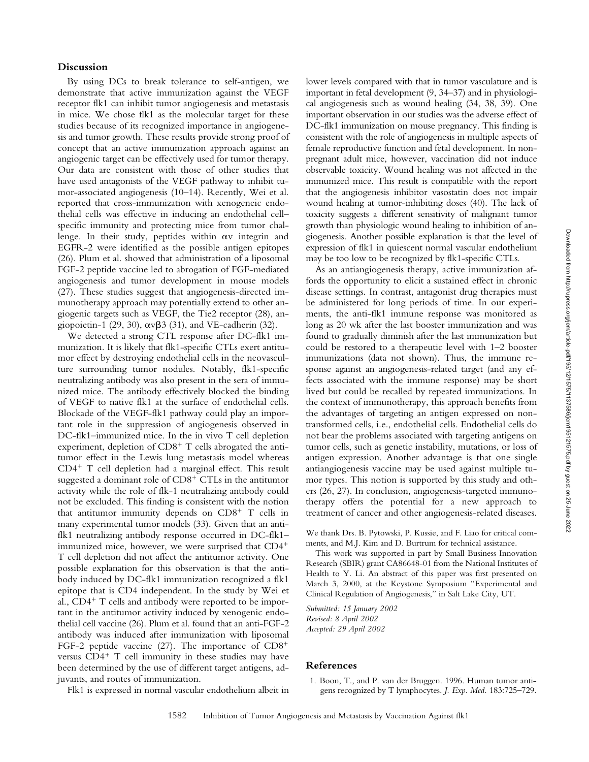## Discussion

By using DCs to break tolerance to self-antigen, we demonstrate that active immunization against the VEGF receptor flk1 can inhibit tumor angiogenesis and metastasis in mice. We chose flk1 as the molecular target for these studies because of its recognized importance in angiogenesis and tumor growth. These results provide strong proof of concept that an active immunization approach against an angiogenic target can be effectively used for tumor therapy. Our data are consistent with those of other studies that have used antagonists of the VEGF pathway to inhibit tumor-associated angiogenesis (10–14). Recently, Wei et al. reported that cross-immunization with xenogeneic endothelial cells was effective in inducing an endothelial cell–specific immunity and protecting mice from tumor challenge. In their study, peptides within αv integrin and EGFR-2 were identified as the possible antigen epitopes (26). Plum et al. showed that administration of a liposomal FGF-2 peptide vaccine led to abrogation of FGF-mediated angiogenesis and tumor development in mouse models (27). These studies suggest that angiogenesis-directed immunotherapy approach may potentially extend to other angiogenic targets such as VEGF, the Tie2 receptor (28), angiopoietin-1 (29, 30), αvβ3 (31), and VE-cadherin (32).

We detected a strong CTL response after DC-flk1 immunization. It is likely that flk1-specific CTLs exert antitumor effect by destroying endothelial cells in the neovasculature surrounding tumor nodules. Notably, flk1-specific neutralizing antibody was also present in the sera of immunized mice. The antibody effectively blocked the binding of VEGF to native flk1 at the surface of endothelial cells. Blockade of the VEGF-flk1 pathway could play an important role in the suppression of angiogenesis observed in DC-flk1–immunized mice. In the in vivo T cell depletion experiment, depletion of $CD8^+$ T cells abrogated the antitumor effect in the Lewis lung metastasis model whereas $CD4^+$ T cell depletion had a marginal effect. This result suggested a dominant role of $CD8^+$ CTLs in the antitumor activity while the role of flk-1 neutralizing antibody could not be excluded. This finding is consistent with the notion that antitumor immunity depends on $CD8^+$ T cells in many experimental tumor models (33). Given that an anti-flk1 neutralizing antibody response occurred in DC-flk1–immunized mice, however, we were surprised that $CD4^+$ T cell depletion did not affect the antitumor activity. One possible explanation for this observation is that the antibody induced by DC-flk1 immunization recognized a flk1 epitope that is CD4 independent. In the study by Wei et al., $CD4^+$ T cells and antibody were reported to be important in the antitumor activity induced by xenogenic endothelial cell vaccine (26). Plum et al. found that an anti-FGF-2 antibody was induced after immunization with liposomal FGF-2 peptide vaccine (27). The importance of $CD8^+$ versus $CD4^+$ T cell immunity in these studies may have been determined by the use of different target antigens, adjuvants, and routes of immunization.

Flk1 is expressed in normal vascular endothelium albeit in lower levels compared with that in tumor vasculature and is important in fetal development (9, 34–37) and in physiological angiogenesis such as wound healing (34, 38, 39). One important observation in our studies was the adverse effect of DC-flk1 immunization on mouse pregnancy. This finding is consistent with the role of angiogenesis in multiple aspects of female reproductive function and fetal development. In non-pregnant adult mice, however, vaccination did not induce observable toxicity. Wound healing was not affected in the immunized mice. This result is compatible with the report that the angiogenesis inhibitor vasostatin does not impair wound healing at tumor-inhibiting doses (40). The lack of toxicity suggests a different sensitivity of malignant tumor growth than physiologic wound healing to inhibition of angiogenesis. Another possible explanation is that the level of expression of flk1 in quiescent normal vascular endothelium may be too low to be recognized by flk1-specific CTLs.

As an antiangiogenesis therapy, active immunization affords the opportunity to elicit a sustained effect in chronic disease settings. In contrast, antagonist drug therapies must be administered for long periods of time. In our experiments, the anti-flk1 immune response was monitored as long as 20 wk after the last booster immunization and was found to gradually diminish after the last immunization but could be restored to a therapeutic level with 1–2 booster immunizations (data not shown). Thus, the immune response against an angiogenesis-related target (and any effects associated with the immune response) may be short lived but could be recalled by repeated immunizations. In the context of immunotherapy, this approach benefits from the advantages of targeting an antigen expressed on non-transformed cells, i.e., endothelial cells. Endothelial cells do not bear the problems associated with targeting antigens on tumor cells, such as genetic instability, mutations, or loss of antigen expression. Another advantage is that one single antiangiogenesis vaccine may be used against multiple tumor types. This notion is supported by this study and others (26, 27). In conclusion, angiogenesis-targeted immunotherapy offers the potential for a new approach to treatment of cancer and other angiogenesis-related diseases.

We thank Drs. B. Pytowski, P. Kussie, and F. Liao for critical comments, and M.J. Kim and D. Burtrum for technical assistance.

This work was supported in part by Small Business Innovation Research (SBIR) grant CA86648-01 from the National Institutes of Health to Y. Li. An abstract of this paper was first presented on March 3, 2000, at the Keystone Symposium "Experimental and Clinical Regulation of Angiogenesis," in Salt Lake City, UT.

*Submitted: 15 January 2002*
*Revised: 8 April 2002*
*Accepted: 29 April 2002*

## References

1. Boon, T., and P. van der Bruggen. 1996. Human tumor antigens recognized by T lymphocytes. *J. Exp. Med.* 183:725–729.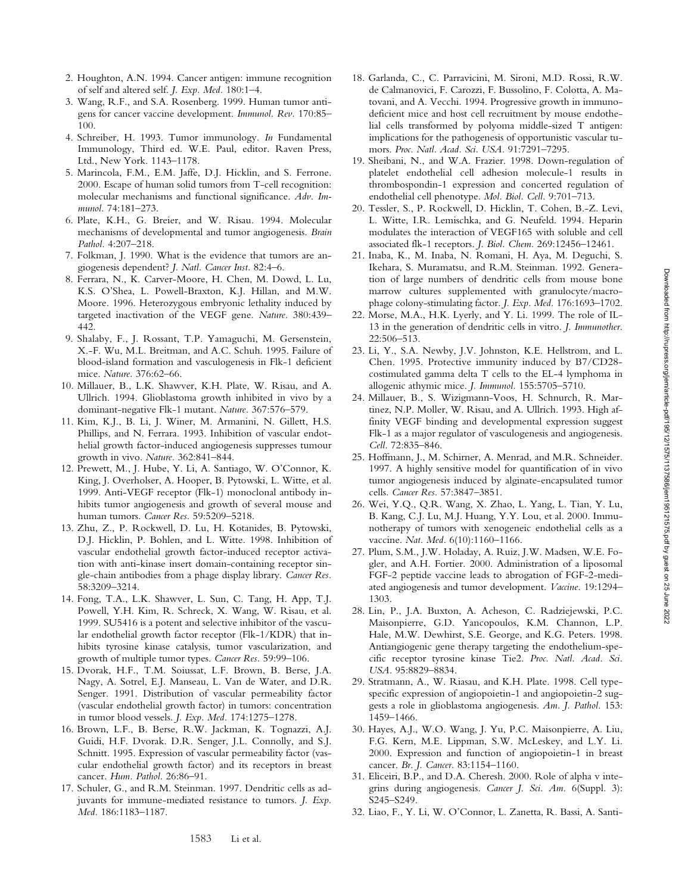2. Houghton, A.N. 1994. Cancer antigen: immune recognition of self and altered self. *J. Exp. Med.* 180:1–4.
3. Wang, R.F., and S.A. Rosenberg. 1999. Human tumor antigens for cancer vaccine development. *Immunol. Rev.* 170:85–100.
4. Schreiber, H. 1993. Tumor immunology. *In* Fundamental Immunology, Third ed. W.E. Paul, editor. Raven Press, Ltd., New York. 1143–1178.
5. Marincola, F.M., E.M. Jaffe, D.J. Hicklin, and S. Ferrone. 2000. Escape of human solid tumors from T-cell recognition: molecular mechanisms and functional significance. *Adv. Immunol.* 74:181–273.
6. Plate, K.H., G. Breier, and W. Risau. 1994. Molecular mechanisms of developmental and tumor angiogenesis. *Brain Pathol.* 4:207–218.
7. Folkman, J. 1990. What is the evidence that tumors are angiogenesis dependent? *J. Natl. Cancer Inst.* 82:4–6.
8. Ferrara, N., K. Carver-Moore, H. Chen, M. Dowd, L. Lu, K.S. O'Shea, L. Powell-Braxton, K.J. Hillan, and M.W. Moore. 1996. Heterozygous embryonic lethality induced by targeted inactivation of the VEGF gene. *Nature.* 380:439–442.
9. Shalaby, F., J. Rossant, T.P. Yamaguchi, M. Gersenstein, X.-F. Wu, M.L. Breitman, and A.C. Schuh. 1995. Failure of blood-island formation and vasculogenesis in Flk-1 deficient mice. *Nature.* 376:62–66.
10. Millauer, B., L.K. Shawver, K.H. Plate, W. Risau, and A. Ullrich. 1994. Glioblastoma growth inhibited in vivo by a dominant-negative Flk-1 mutant. *Nature.* 367:576–579.
11. Kim, K.J., B. Li, J. Winer, M. Armanini, N. Gillett, H.S. Phillips, and N. Ferrara. 1993. Inhibition of vascular endothelial growth factor-induced angiogenesis suppresses tumour growth in vivo. *Nature.* 362:841–844.
12. Prewett, M., J. Hube, Y. Li, A. Santiago, W. O'Connor, K. King, J. Overholser, A. Hooper, B. Pytowski, L. Witte, et al. 1999. Anti-VEGF receptor (Flk-1) monoclonal antibody inhibits tumor angiogenesis and growth of several mouse and human tumors. *Cancer Res.* 59:5209–5218.
13. Zhu, Z., P. Rockwell, D. Lu, H. Kotanides, B. Pytowski, D.J. Hicklin, P. Bohlen, and L. Witte. 1998. Inhibition of vascular endothelial growth factor-induced receptor activation with anti-kinase insert domain-containing receptor single-chain antibodies from a phage display library. *Cancer Res.* 58:3209–3214.
14. Fong, T.A., L.K. Shawver, L. Sun, C. Tang, H. App, T.J. Powell, Y.H. Kim, R. Schreck, X. Wang, W. Risau, et al. 1999. SU5416 is a potent and selective inhibitor of the vascular endothelial growth factor receptor (Flk-1/KDR) that inhibits tyrosine kinase catalysis, tumor vascularization, and growth of multiple tumor types. *Cancer Res.* 59:99–106.
15. Dvorak, H.F., T.M. Soiussat, L.F. Brown, B. Berse, J.A. Nagy, A. Sotrel, E.J. Manseau, L. Van de Water, and D.R. Senger. 1991. Distribution of vascular permeability factor (vascular endothelial growth factor) in tumors: concentration in tumor blood vessels. *J. Exp. Med.* 174:1275–1278.
16. Brown, L.F., B. Berse, R.W. Jackman, K. Tognazzi, A.J. Guidi, H.F. Dvorak. D.R. Senger, J.L. Connolly, and S.J. Schnitt. 1995. Expression of vascular permeability factor (vascular endothelial growth factor) and its receptors in breast cancer. *Hum. Pathol.* 26:86–91.
17. Schuler, G., and R.M. Steinman. 1997. Dendritic cells as adjuvants for immune-mediated resistance to tumors. *J. Exp. Med.* 186:1183–1187.
18. Garlanda, C., C. Parravicini, M. Sironi, M.D. Rossi, R.W. de Calmanovici, F. Carozzi, F. Bussolino, F. Colotta, A. Matovani, and A. Vecchi. 1994. Progressive growth in immunodeficient mice and host cell recruitment by mouse endothelial cells transformed by polyoma middle-sized T antigen: implications for the pathogenesis of opportunistic vascular tumors. *Proc. Natl. Acad. Sci. USA.* 91:7291–7295.
19. Sheibani, N., and W.A. Frazier. 1998. Down-regulation of platelet endothelial cell adhesion molecule-1 results in thrombospondin-1 expression and concerted regulation of endothelial cell phenotype. *Mol. Biol. Cell.* 9:701–713.
20. Tessler, S., P. Rockwell, D. Hicklin, T. Cohen, B.-Z. Levi, L. Witte, I.R. Lemischka, and G. Neufeld. 1994. Heparin modulates the interaction of VEGF165 with soluble and cell associated flk-1 receptors. *J. Biol. Chem.* 269:12456–12461.
21. Inaba, K., M. Inaba, N. Romani, H. Aya, M. Deguchi, S. Ikehara, S. Muramatsu, and R.M. Steinman. 1992. Generation of large numbers of dendritic cells from mouse bone marrow cultures supplemented with granulocyte/macrophage colony-stimulating factor. *J. Exp. Med.* 176:1693–1702.
22. Morse, M.A., H.K. Lyerly, and Y. Li. 1999. The role of IL-13 in the generation of dendritic cells in vitro. *J. Immunother.* 22:506–513.
23. Li, Y., S.A. Newby, J.V. Johnston, K.E. Hellstrom, and L. Chen. 1995. Protective immunity induced by B7/CD28-costimulated gamma delta T cells to the EL-4 lymphoma in allogenic athymic mice. *J. Immunol.* 155:5705–5710.
24. Millauer, B., S. Wizigmann-Voos, H. Schnurch, R. Martinez, N.P. Moller, W. Risau, and A. Ullrich. 1993. High affinity VEGF binding and developmental expression suggest Flk-1 as a major regulator of vasculogenesis and angiogenesis. *Cell.* 72:835–846.
25. Hoffmann, J., M. Schirner, A. Menrad, and M.R. Schneider. 1997. A highly sensitive model for quantification of in vivo tumor angiogenesis induced by alginate-encapsulated tumor cells. *Cancer Res.* 57:3847–3851.
26. Wei, Y.Q., Q.R. Wang, X. Zhao, L. Yang, L. Tian, Y. Lu, B. Kang, C.J. Lu, M.J. Huang, Y.Y. Lou, et al. 2000. Immunotherapy of tumors with xenogeneic endothelial cells as a vaccine. *Nat. Med.* 6(10):1160–1166.
27. Plum, S.M., J.W. Holaday, A. Ruiz, J.W. Madsen, W.E. Fogler, and A.H. Fortier. 2000. Administration of a liposomal FGF-2 peptide vaccine leads to abrogation of FGF-2-mediated angiogenesis and tumor development. *Vaccine.* 19:1294–1303.
28. Lin, P., J.A. Buxton, A. Acheson, C. Radziejewski, P.C. Maisonpierre, G.D. Yancopoulos, K.M. Channon, L.P. Hale, M.W. Dewhirst, S.E. George, and K.G. Peters. 1998. Antiangiogenic gene therapy targeting the endothelium-specific receptor tyrosine kinase Tie2. *Proc. Natl. Acad. Sci. USA.* 95:8829–8834.
29. Stratmann, A., W. Riasau, and K.H. Plate. 1998. Cell type-specific expression of angiopoietin-1 and angiopoietin-2 suggests a role in glioblastoma angiogenesis. *Am. J. Pathol.* 153: 1459–1466.
30. Hayes, A.J., W.O. Wang, J. Yu, P.C. Maisonpierre, A. Liu, F.G. Kern, M.E. Lippman, S.W. McLeskey, and L.Y. Li. 2000. Expression and function of angiopoietin-1 in breast cancer. *Br. J. Cancer.* 83:1154–1160.
31. Eliceiri, B.P., and D.A. Cheresh. 2000. Role of alpha v integrins during angiogenesis. *Cancer J. Sci. Am.* 6(Suppl. 3): S245–S249.
32. Liao, F., Y. Li, W. O'Connor, L. Zanetta, R. Bassi, A. Santi-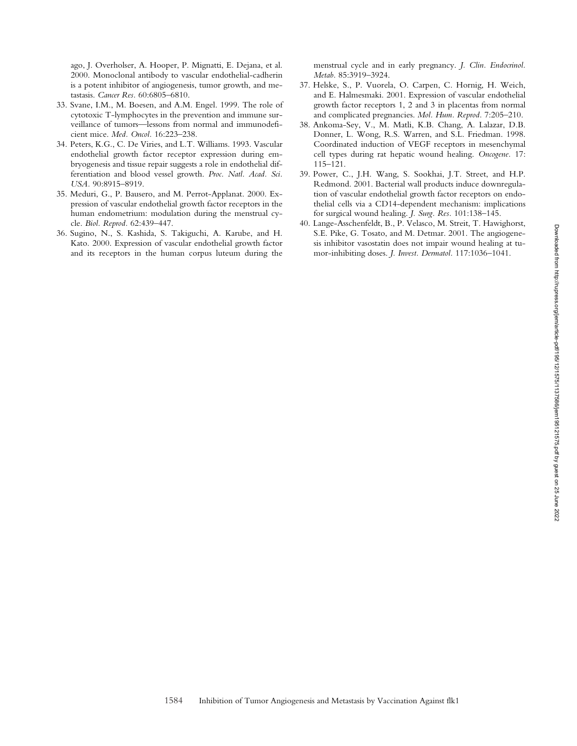ago, J. Overholser, A. Hooper, P. Mignatti, E. Dejana, et al. 2000. Monoclonal antibody to vascular endothelial-cadherin is a potent inhibitor of angiogenesis, tumor growth, and metastasis. *Cancer Res.* 60:6805–6810.

33. Svane, I.M., M. Boesen, and A.M. Engel. 1999. The role of cytotoxic T-lymphocytes in the prevention and immune surveillance of tumors—lessons from normal and immunodeficient mice. *Med. Oncol.* 16:223–238.
34. Peters, K.G., C. De Viries, and L.T. Williams. 1993. Vascular endothelial growth factor receptor expression during embryogenesis and tissue repair suggests a role in endothelial differentiation and blood vessel growth. *Proc. Natl. Acad. Sci. USA.* 90:8915–8919.
35. Meduri, G., P. Bausero, and M. Perrot-Applanat. 2000. Expression of vascular endothelial growth factor receptors in the human endometrium: modulation during the menstrual cycle. *Biol. Reprod.* 62:439–447.
36. Sugino, N., S. Kashida, S. Takiguchi, A. Karube, and H. Kato. 2000. Expression of vascular endothelial growth factor and its receptors in the human corpus luteum during the menstrual cycle and in early pregnancy. *J. Clin. Endocrinol. Metab.* 85:3919–3924.
37. Helske, S., P. Vuorela, O. Carpen, C. Hornig, H. Weich, and E. Halmesmaki. 2001. Expression of vascular endothelial growth factor receptors 1, 2 and 3 in placentas from normal and complicated pregnancies. *Mol. Hum. Reprod.* 7:205–210.
38. Ankoma-Sey, V., M. Matli, K.B. Chang, A. Lalazar, D.B. Donner, L. Wong, R.S. Warren, and S.L. Friedman. 1998. Coordinated induction of VEGF receptors in mesenchymal cell types during rat hepatic wound healing. *Oncogene.* 17: 115–121.
39. Power, C., J.H. Wang, S. Sookhai, J.T. Street, and H.P. Redmond. 2001. Bacterial wall products induce downregulation of vascular endothelial growth factor receptors on endothelial cells via a CD14-dependent mechanism: implications for surgical wound healing. *J. Surg. Res.* 101:138–145.
40. Lange-Asschenfeldt, B., P. Velasco, M. Streit, T. Hawighorst, S.E. Pike, G. Tosato, and M. Detmar. 2001. The angiogenesis inhibitor vasostatin does not impair wound healing at tumor-inhibiting doses. *J. Invest. Dermatol.* 117:1036–1041.